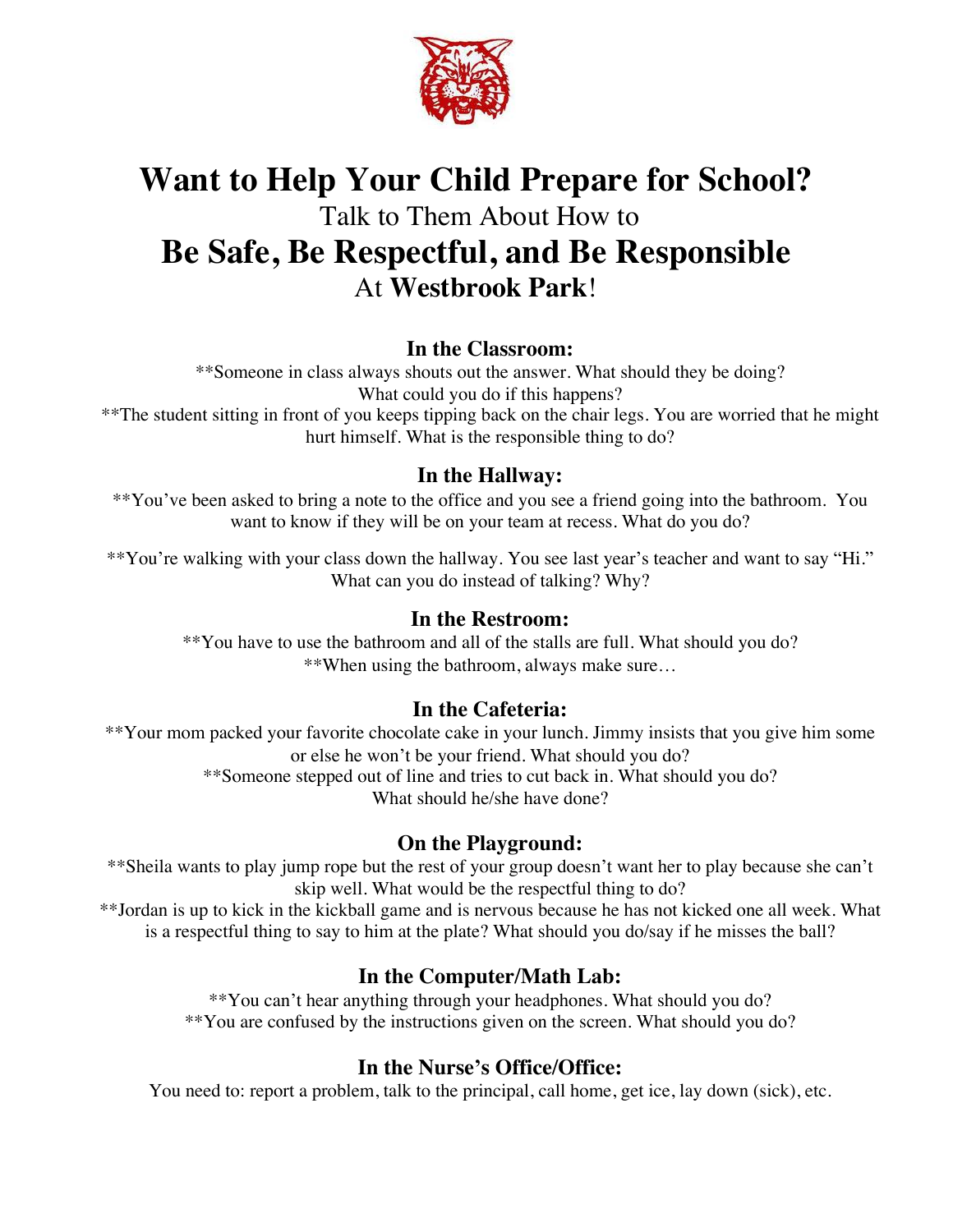# Want to Help Your Child Prepare for School?

Talk to Them About How to

# Be Safe, Be Respectful, and Be Responsible

At **Westbrook Park**!

## In the Classroom:

**Someone in class always shouts out the answer. What should they be doing? What could you do if this happens?

**The student sitting in front of you keeps tipping back on the chair legs. You are worried that he might hurt himself. What is the responsible thing to do?

## In the Hallway:

**You've been asked to bring a note to the office and you see a friend going into the bathroom. You want to know if they will be on your team at recess. What do you do?

**You're walking with your class down the hallway. You see last year's teacher and want to say "Hi." What can you do instead of talking? Why?

## In the Restroom:

**You have to use the bathroom and all of the stalls are full. What should you do?

**When using the bathroom, always make sure…

## In the Cafeteria:

**Your mom packed your favorite chocolate cake in your lunch. Jimmy insists that you give him some or else he won't be your friend. What should you do?

**Someone stepped out of line and tries to cut back in. What should you do? What should he/she have done?

## On the Playground:

**Sheila wants to play jump rope but the rest of your group doesn't want her to play because she can't skip well. What would be the respectful thing to do?

**Jordan is up to kick in the kickball game and is nervous because he has not kicked one all week. What is a respectful thing to say to him at the plate? What should you do/say if he misses the ball?

## In the Computer/Math Lab:

**You can't hear anything through your headphones. What should you do?

**You are confused by the instructions given on the screen. What should you do?

## In the Nurse's Office/Office:

You need to: report a problem, talk to the principal, call home, get ice, lay down (sick), etc.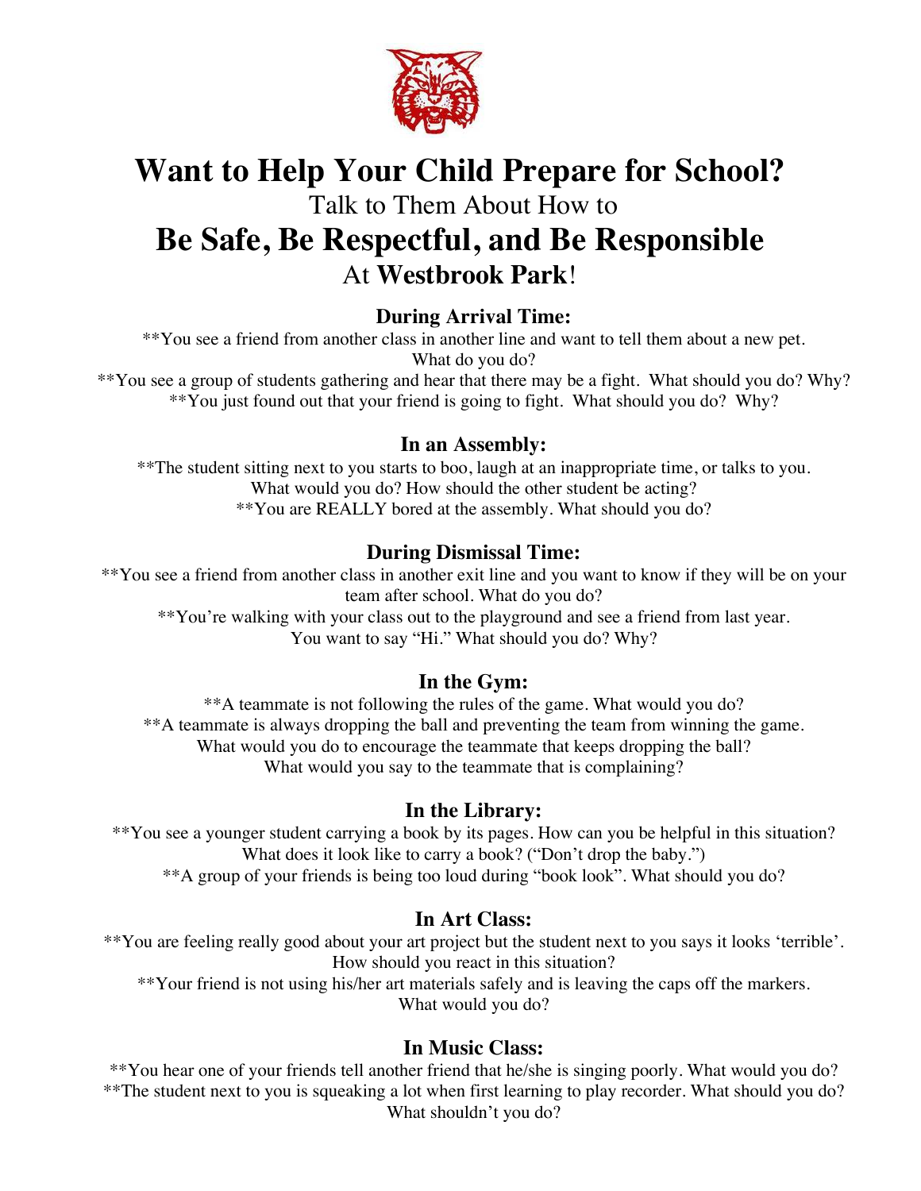# Want to Help Your Child Prepare for School?

Talk to Them About How to

# Be Safe, Be Respectful, and Be Responsible

At **Westbrook Park**!

### During Arrival Time:

**You see a friend from another class in another line and want to tell them about a new pet. What do you do?

**You see a group of students gathering and hear that there may be a fight. What should you do? Why?

**You just found out that your friend is going to fight. What should you do? Why?

### In an Assembly:

**The student sitting next to you starts to boo, laugh at an inappropriate time, or talks to you. What would you do? How should the other student be acting?

**You are REALLY bored at the assembly. What should you do?

### During Dismissal Time:

**You see a friend from another class in another exit line and you want to know if they will be on your team after school. What do you do?

**You're walking with your class out to the playground and see a friend from last year. You want to say "Hi." What should you do? Why?

### In the Gym:

**A teammate is not following the rules of the game. What would you do?

**A teammate is always dropping the ball and preventing the team from winning the game. What would you do to encourage the teammate that keeps dropping the ball? What would you say to the teammate that is complaining?

### In the Library:

**You see a younger student carrying a book by its pages. How can you be helpful in this situation? What does it look like to carry a book? ("Don't drop the baby.")

**A group of your friends is being too loud during "book look". What should you do?

### In Art Class:

**You are feeling really good about your art project but the student next to you says it looks 'terrible'. How should you react in this situation?

**Your friend is not using his/her art materials safely and is leaving the caps off the markers. What would you do?

### In Music Class:

**You hear one of your friends tell another friend that he/she is singing poorly. What would you do?

**The student next to you is squeaking a lot when first learning to play recorder. What should you do? What shouldn't you do?